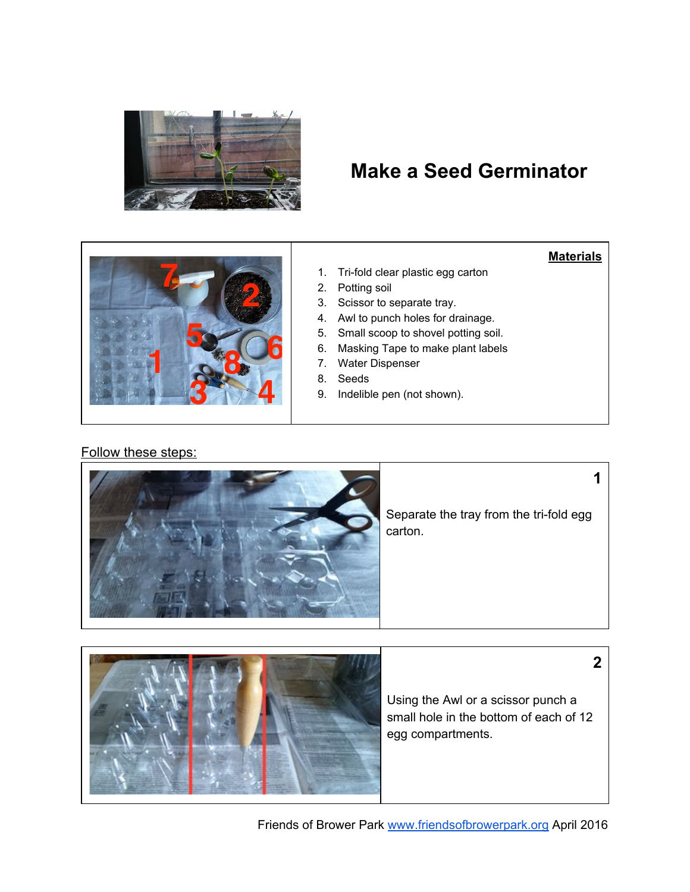# Make a Seed Germinator

**Materials**

1. Tri-fold clear plastic egg carton
2. Potting soil
3. Scissor to separate tray.
4. Awl to punch holes for drainage.
5. Small scoop to shovel potting soil.
6. Masking Tape to make plant labels
7. Water Dispenser
8. Seeds
9. Indelible pen (not shown).

Follow these steps:

**1**

Separate the tray from the tri-fold egg carton.

**2**

Using the Awl or a scissor punch a small hole in the bottom of each of 12 egg compartments.

Friends of Brower Park www.friendsofbrowerpark.org April 2016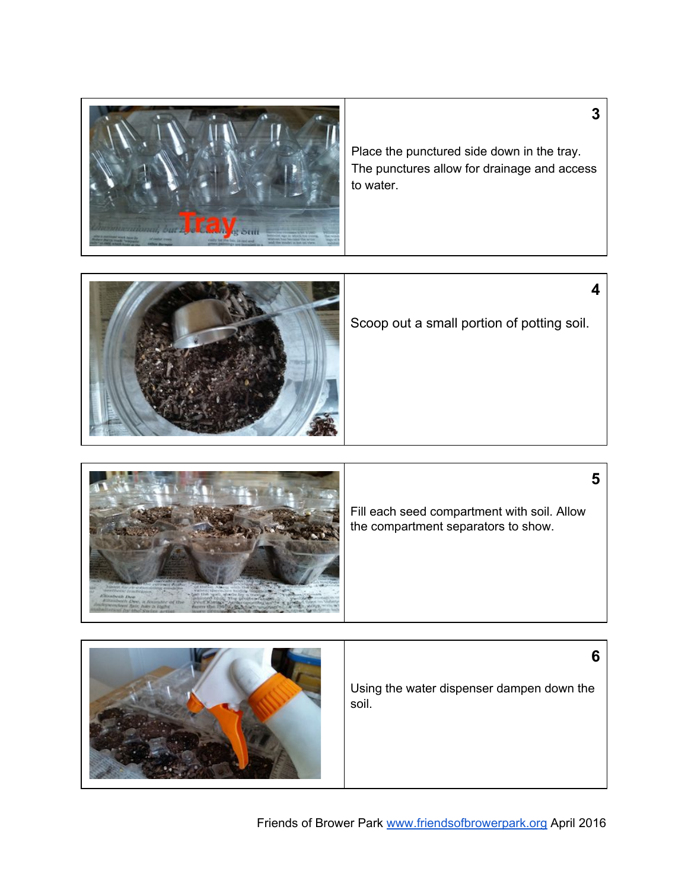**3**

Place the punctured side down in the tray. The punctures allow for drainage and access to water.

**4**

Scoop out a small portion of potting soil.

**5**

Fill each seed compartment with soil. Allow the compartment separators to show.

**6**

Using the water dispenser dampen down the soil.

Friends of Brower Park [www.friendsofbrowerpark.org](http://www.friendsofbrowerpark.org) April 2016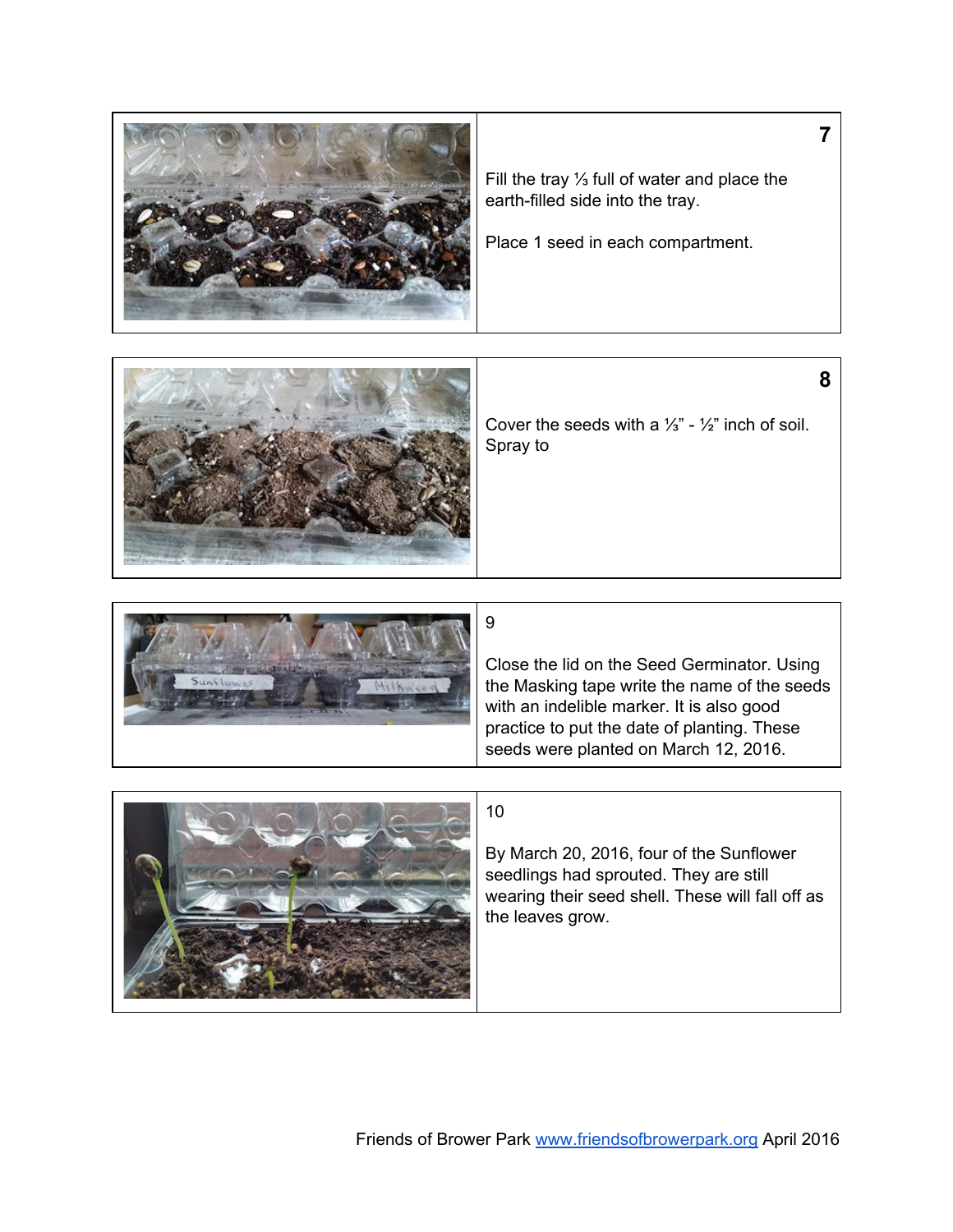**7**

Fill the tray ⅓ full of water and place the earth-filled side into the tray.

Place 1 seed in each compartment.

**8**

Cover the seeds with a ⅓" - ½" inch of soil. Spray to

9

Close the lid on the Seed Germinator. Using the Masking tape write the name of the seeds with an indelible marker. It is also good practice to put the date of planting. These seeds were planted on March 12, 2016.

10

By March 20, 2016, four of the Sunflower seedlings had sprouted. They are still wearing their seed shell. These will fall off as the leaves grow.

Friends of Brower Park [www.friendsofbrowerpark.org](http://www.friendsofbrowerpark.org) April 2016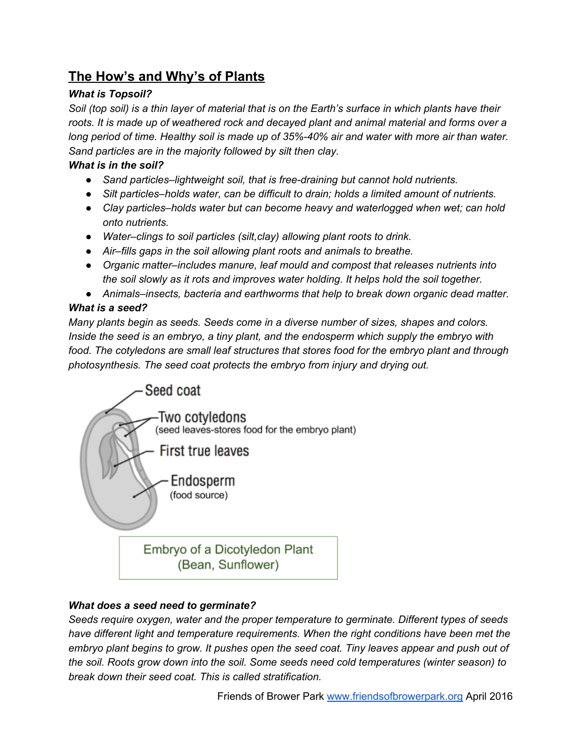## The How's and Why's of Plants

***What is Topsoil?***

*Soil (top soil) is a thin layer of material that is on the Earth's surface in which plants have their roots. It is made up of weathered rock and decayed plant and animal material and forms over a long period of time. Healthy soil is made up of 35%-40% air and water with more air than water. Sand particles are in the majority followed by silt then clay.*

***What is in the soil?***

- *Sand particles–lightweight soil, that is free-draining but cannot hold nutrients.*
- *Silt particles–holds water, can be difficult to drain; holds a limited amount of nutrients.*
- *Clay particles–holds water but can become heavy and waterlogged when wet; can hold onto nutrients.*
- *Water–clings to soil particles (silt,clay) allowing plant roots to drink.*
- *Air–fills gaps in the soil allowing plant roots and animals to breathe.*
- *Organic matter–includes manure, leaf mould and compost that releases nutrients into the soil slowly as it rots and improves water holding. It helps hold the soil together.*
- *Animals–insects, bacteria and earthworms that help to break down organic dead matter.*

***What is a seed?***

*Many plants begin as seeds. Seeds come in a diverse number of sizes, shapes and colors. Inside the seed is an embryo, a tiny plant, and the endosperm which supply the embryo with food. The cotyledons are small leaf structures that stores food for the embryo plant and through photosynthesis. The seed coat protects the embryo from injury and drying out.*

Seed coat

Two cotyledons
(seed leaves-stores food for the embryo plant)

First true leaves

Endosperm
(food source)

Embryo of a Dicotyledon Plant
(Bean, Sunflower)

***What does a seed need to germinate?***

*Seeds require oxygen, water and the proper temperature to germinate. Different types of seeds have different light and temperature requirements. When the right conditions have been met the embryo plant begins to grow. It pushes open the seed coat. Tiny leaves appear and push out of the soil. Roots grow down into the soil. Some seeds need cold temperatures (winter season) to break down their seed coat. This is called stratification.*

Friends of Brower Park www.friendsofbrowerpark.org April 2016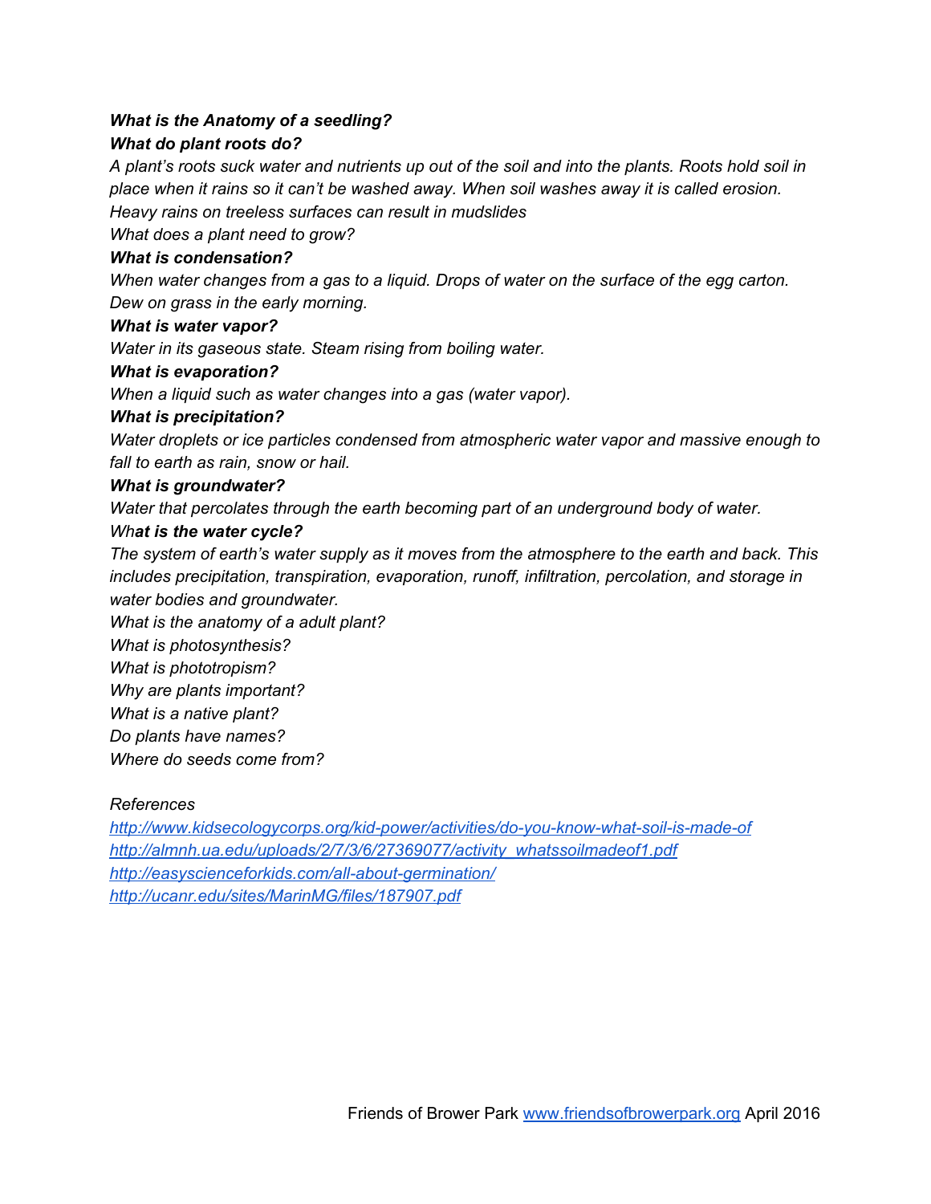***What is the Anatomy of a seedling?***

***What do plant roots do?***

*A plant's roots suck water and nutrients up out of the soil and into the plants. Roots hold soil in place when it rains so it can't be washed away. When soil washes away it is called erosion.*

*Heavy rains on treeless surfaces can result in mudslides*

*What does a plant need to grow?*

***What is condensation?***

*When water changes from a gas to a liquid. Drops of water on the surface of the egg carton. Dew on grass in the early morning.*

***What is water vapor?***

*Water in its gaseous state. Steam rising from boiling water.*

***What is evaporation?***

*When a liquid such as water changes into a gas (water vapor).*

***What is precipitation?***

*Water droplets or ice particles condensed from atmospheric water vapor and massive enough to fall to earth as rain, snow or hail.*

***What is groundwater?***

*Water that percolates through the earth becoming part of an underground body of water.*

***What is the water cycle?***

*The system of earth's water supply as it moves from the atmosphere to the earth and back. This includes precipitation, transpiration, evaporation, runoff, infiltration, percolation, and storage in water bodies and groundwater.*

*What is the anatomy of a adult plant?*

*What is photosynthesis?*

*What is phototropism?*

*Why are plants important?*

*What is a native plant?*

*Do plants have names?*

*Where do seeds come from?*

*References*

*http://www.kidsecologycorps.org/kid-power/activities/do-you-know-what-soil-is-made-of*

*http://almnh.ua.edu/uploads/2/7/3/6/27369077/activity_whatssoilmadeof1.pdf*

*http://easyscienceforkids.com/all-about-germination/*

*http://ucanr.edu/sites/MarinMG/files/187907.pdf*

Friends of Brower Park www.friendsofbrowerpark.org April 2016